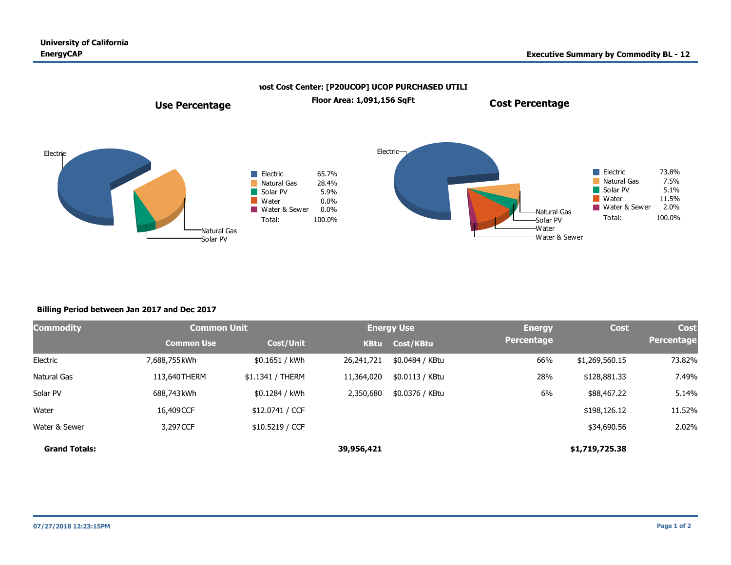University of California
EnergyCAP

Executive Summary by Commodity BL - 12

**ɿost Cost Center: [P20UCOP] UCOP PURCHASED UTILI**

**Floor Area: 1,091,156 SqFt**

## Use Percentage

| Commodity | Percentage |
|---|---|
| Electric | 65.7% |
| Natural Gas | 28.4% |
| Solar PV | 5.9% |
| Water | 0.0% |
| Water & Sewer | 0.0% |
| Total: | 100.0% |

## Cost Percentage

| Commodity | Percentage |
|---|---|
| Electric | 73.8% |
| Natural Gas | 7.5% |
| Solar PV | 5.1% |
| Water | 11.5% |
| Water & Sewer | 2.0% |
| Total: | 100.0% |

**Billing Period between Jan 2017 and Dec 2017**

| Commodity | Common Unit | | Energy Use | | Energy Percentage | Cost | Cost Percentage |
|---|---|---|---|---|---|---|---|
| | Common Use | Cost/Unit | KBtu | Cost/KBtu | | | |
| Electric | 7,688,755 kWh | $0.1651 / kWh | 26,241,721 | $0.0484 / KBtu | 66% | $1,269,560.15 | 73.82% |
| Natural Gas | 113,640 THERM | $1.1341 / THERM | 11,364,020 | $0.0113 / KBtu | 28% | $128,881.33 | 7.49% |
| Solar PV | 688,743 kWh | $0.1284 / kWh | 2,350,680 | $0.0376 / KBtu | 6% | $88,467.22 | 5.14% |
| Water | 16,409 CCF | $12.0741 / CCF | | | | $198,126.12 | 11.52% |
| Water & Sewer | 3,297 CCF | $10.5219 / CCF | | | | $34,690.56 | 2.02% |
| **Grand Totals:** | | | **39,956,421** | | | **$1,719,725.38** | |

07/27/2018 12:23:15PM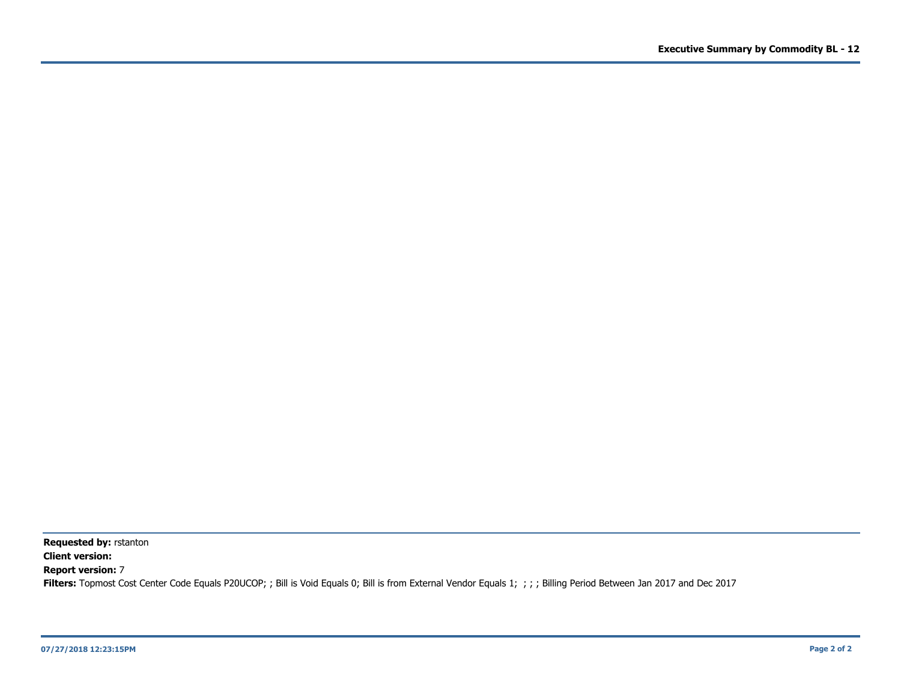**Requested by:** rstanton
**Client version:**
**Report version:** 7
**Filters:** Topmost Cost Center Code Equals P20UCOP; ; Bill is Void Equals 0; Bill is from External Vendor Equals 1; ; ; ; Billing Period Between Jan 2017 and Dec 2017